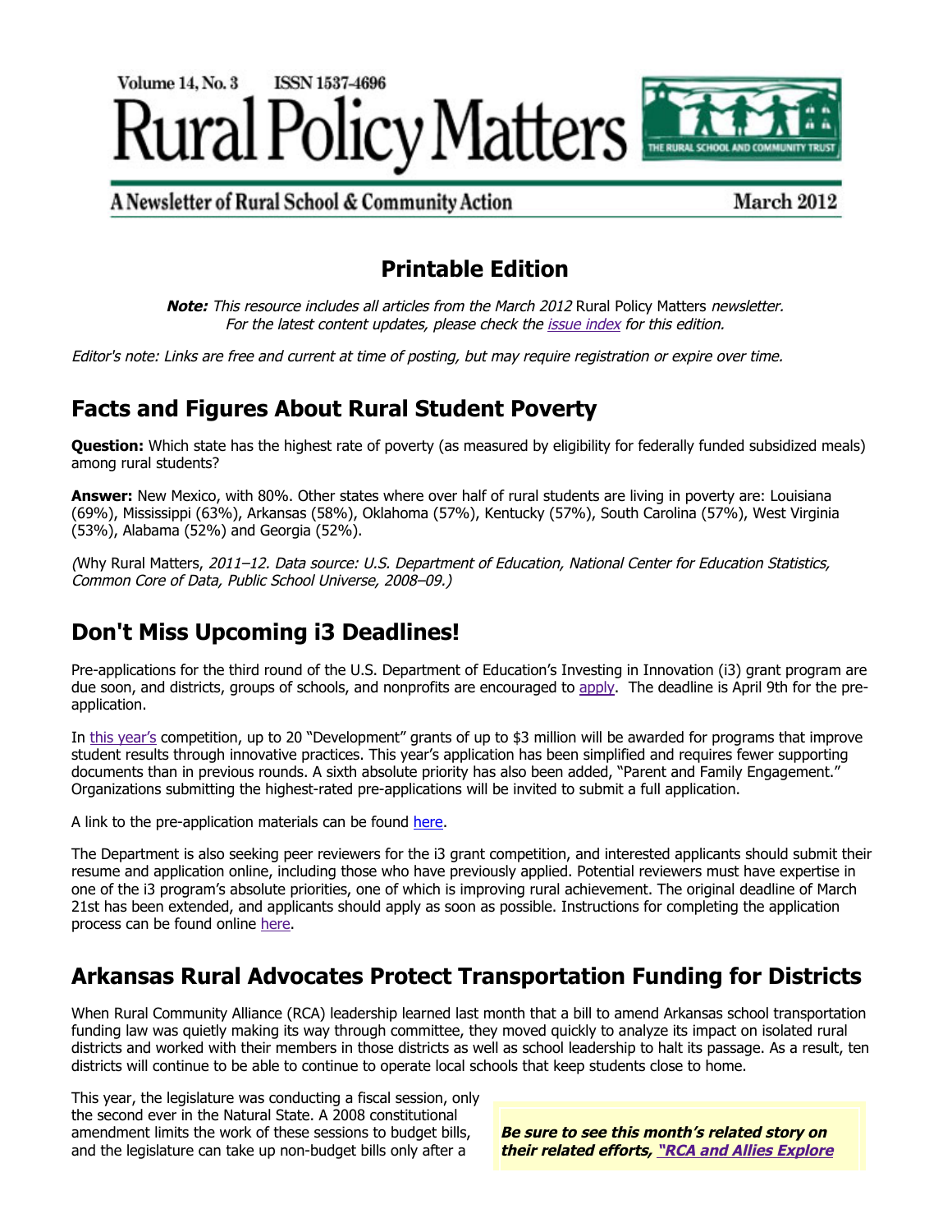Volume 14, No. 3 ISSN 1537-4696

# Rural Policy Matters

A Newsletter of Rural School & Community Action

March 2012

## Printable Edition

***Note:*** *This resource includes all articles from the March 2012* Rural Policy Matters *newsletter. For the latest content updates, please check the* issue index *for this edition.*

*Editor's note: Links are free and current at time of posting, but may require registration or expire over time.*

## Facts and Figures About Rural Student Poverty

**Question:** Which state has the highest rate of poverty (as measured by eligibility for federally funded subsidized meals) among rural students?

**Answer:** New Mexico, with 80%. Other states where over half of rural students are living in poverty are: Louisiana (69%), Mississippi (63%), Arkansas (58%), Oklahoma (57%), Kentucky (57%), South Carolina (57%), West Virginia (53%), Alabama (52%) and Georgia (52%).

*(*Why Rural Matters, *2011–12. Data source: U.S. Department of Education, National Center for Education Statistics, Common Core of Data, Public School Universe, 2008–09.)*

## Don't Miss Upcoming i3 Deadlines!

Pre-applications for the third round of the U.S. Department of Education's Investing in Innovation (i3) grant program are due soon, and districts, groups of schools, and nonprofits are encouraged to apply. The deadline is April 9th for the pre-application.

In this year's competition, up to 20 "Development" grants of up to $3 million will be awarded for programs that improve student results through innovative practices. This year's application has been simplified and requires fewer supporting documents than in previous rounds. A sixth absolute priority has also been added, "Parent and Family Engagement." Organizations submitting the highest-rated pre-applications will be invited to submit a full application.

A link to the pre-application materials can be found here.

The Department is also seeking peer reviewers for the i3 grant competition, and interested applicants should submit their resume and application online, including those who have previously applied. Potential reviewers must have expertise in one of the i3 program's absolute priorities, one of which is improving rural achievement. The original deadline of March 21st has been extended, and applicants should apply as soon as possible. Instructions for completing the application process can be found online here.

## Arkansas Rural Advocates Protect Transportation Funding for Districts

When Rural Community Alliance (RCA) leadership learned last month that a bill to amend Arkansas school transportation funding law was quietly making its way through committee, they moved quickly to analyze its impact on isolated rural districts and worked with their members in those districts as well as school leadership to halt its passage. As a result, ten districts will continue to be able to continue to operate local schools that keep students close to home.

This year, the legislature was conducting a fiscal session, only the second ever in the Natural State. A 2008 constitutional amendment limits the work of these sessions to budget bills, and the legislature can take up non-budget bills only after a

> ***Be sure to see this month's related story on their related efforts, "RCA and Allies Explore***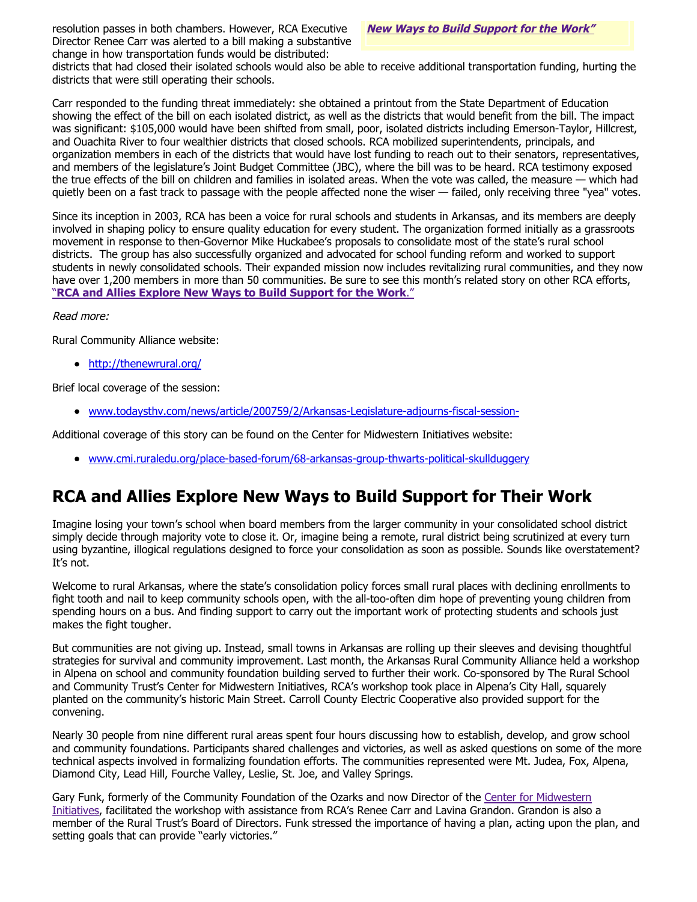resolution passes in both chambers. However, RCA Executive Director Renee Carr was alerted to a bill making a substantive change in how transportation funds would be distributed: districts that had closed their isolated schools would also be able to receive additional transportation funding, hurting the districts that were still operating their schools.

***New Ways to Build Support for the Work"***

Carr responded to the funding threat immediately: she obtained a printout from the State Department of Education showing the effect of the bill on each isolated district, as well as the districts that would benefit from the bill. The impact was significant: $105,000 would have been shifted from small, poor, isolated districts including Emerson-Taylor, Hillcrest, and Ouachita River to four wealthier districts that closed schools. RCA mobilized superintendents, principals, and organization members in each of the districts that would have lost funding to reach out to their senators, representatives, and members of the legislature's Joint Budget Committee (JBC), where the bill was to be heard. RCA testimony exposed the true effects of the bill on children and families in isolated areas. When the vote was called, the measure — which had quietly been on a fast track to passage with the people affected none the wiser — failed, only receiving three "yea" votes.

Since its inception in 2003, RCA has been a voice for rural schools and students in Arkansas, and its members are deeply involved in shaping policy to ensure quality education for every student. The organization formed initially as a grassroots movement in response to then-Governor Mike Huckabee's proposals to consolidate most of the state's rural school districts. The group has also successfully organized and advocated for school funding reform and worked to support students in newly consolidated schools. Their expanded mission now includes revitalizing rural communities, and they now have over 1,200 members in more than 50 communities. Be sure to see this month's related story on other RCA efforts, "**RCA and Allies Explore New Ways to Build Support for the Work**."

*Read more:*

Rural Community Alliance website:

- http://thenewrural.org/

Brief local coverage of the session:

- www.todaysthv.com/news/article/200759/2/Arkansas-Legislature-adjourns-fiscal-session-

Additional coverage of this story can be found on the Center for Midwestern Initiatives website:

- www.cmi.ruraledu.org/place-based-forum/68-arkansas-group-thwarts-political-skullduggery

## RCA and Allies Explore New Ways to Build Support for Their Work

Imagine losing your town's school when board members from the larger community in your consolidated school district simply decide through majority vote to close it. Or, imagine being a remote, rural district being scrutinized at every turn using byzantine, illogical regulations designed to force your consolidation as soon as possible. Sounds like overstatement? It's not.

Welcome to rural Arkansas, where the state's consolidation policy forces small rural places with declining enrollments to fight tooth and nail to keep community schools open, with the all-too-often dim hope of preventing young children from spending hours on a bus. And finding support to carry out the important work of protecting students and schools just makes the fight tougher.

But communities are not giving up. Instead, small towns in Arkansas are rolling up their sleeves and devising thoughtful strategies for survival and community improvement. Last month, the Arkansas Rural Community Alliance held a workshop in Alpena on school and community foundation building served to further their work. Co-sponsored by The Rural School and Community Trust's Center for Midwestern Initiatives, RCA's workshop took place in Alpena's City Hall, squarely planted on the community's historic Main Street. Carroll County Electric Cooperative also provided support for the convening.

Nearly 30 people from nine different rural areas spent four hours discussing how to establish, develop, and grow school and community foundations. Participants shared challenges and victories, as well as asked questions on some of the more technical aspects involved in formalizing foundation efforts. The communities represented were Mt. Judea, Fox, Alpena, Diamond City, Lead Hill, Fourche Valley, Leslie, St. Joe, and Valley Springs.

Gary Funk, formerly of the Community Foundation of the Ozarks and now Director of the Center for Midwestern Initiatives, facilitated the workshop with assistance from RCA's Renee Carr and Lavina Grandon. Grandon is also a member of the Rural Trust's Board of Directors. Funk stressed the importance of having a plan, acting upon the plan, and setting goals that can provide "early victories."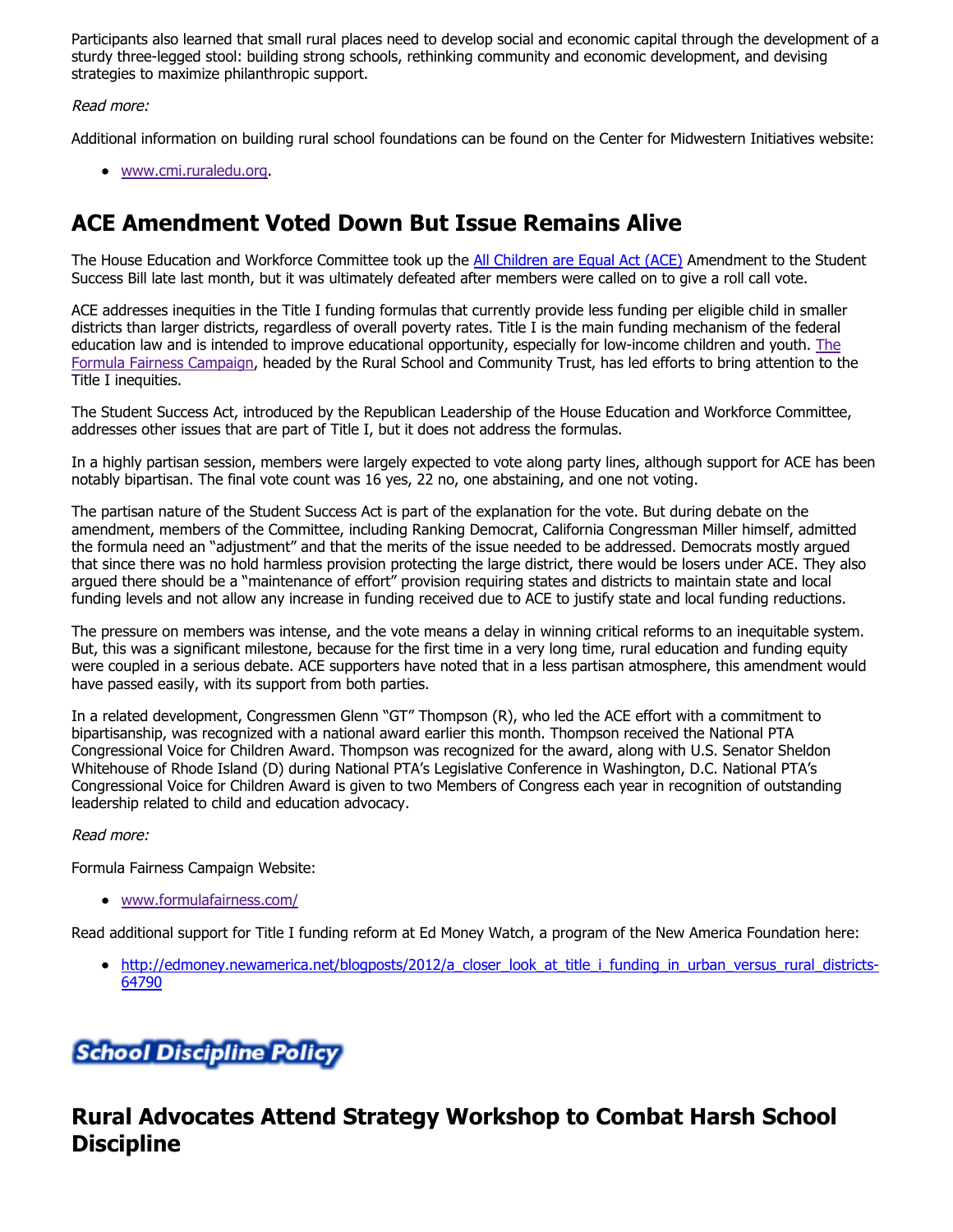Participants also learned that small rural places need to develop social and economic capital through the development of a sturdy three-legged stool: building strong schools, rethinking community and economic development, and devising strategies to maximize philanthropic support.

*Read more:*

Additional information on building rural school foundations can be found on the Center for Midwestern Initiatives website:

- www.cmi.ruraledu.org.

## ACE Amendment Voted Down But Issue Remains Alive

The House Education and Workforce Committee took up the All Children are Equal Act (ACE) Amendment to the Student Success Bill late last month, but it was ultimately defeated after members were called on to give a roll call vote.

ACE addresses inequities in the Title I funding formulas that currently provide less funding per eligible child in smaller districts than larger districts, regardless of overall poverty rates. Title I is the main funding mechanism of the federal education law and is intended to improve educational opportunity, especially for low-income children and youth. The Formula Fairness Campaign, headed by the Rural School and Community Trust, has led efforts to bring attention to the Title I inequities.

The Student Success Act, introduced by the Republican Leadership of the House Education and Workforce Committee, addresses other issues that are part of Title I, but it does not address the formulas.

In a highly partisan session, members were largely expected to vote along party lines, although support for ACE has been notably bipartisan. The final vote count was 16 yes, 22 no, one abstaining, and one not voting.

The partisan nature of the Student Success Act is part of the explanation for the vote. But during debate on the amendment, members of the Committee, including Ranking Democrat, California Congressman Miller himself, admitted the formula need an "adjustment" and that the merits of the issue needed to be addressed. Democrats mostly argued that since there was no hold harmless provision protecting the large district, there would be losers under ACE. They also argued there should be a "maintenance of effort" provision requiring states and districts to maintain state and local funding levels and not allow any increase in funding received due to ACE to justify state and local funding reductions.

The pressure on members was intense, and the vote means a delay in winning critical reforms to an inequitable system. But, this was a significant milestone, because for the first time in a very long time, rural education and funding equity were coupled in a serious debate. ACE supporters have noted that in a less partisan atmosphere, this amendment would have passed easily, with its support from both parties.

In a related development, Congressmen Glenn "GT" Thompson (R), who led the ACE effort with a commitment to bipartisanship, was recognized with a national award earlier this month. Thompson received the National PTA Congressional Voice for Children Award. Thompson was recognized for the award, along with U.S. Senator Sheldon Whitehouse of Rhode Island (D) during National PTA's Legislative Conference in Washington, D.C. National PTA's Congressional Voice for Children Award is given to two Members of Congress each year in recognition of outstanding leadership related to child and education advocacy.

*Read more:*

Formula Fairness Campaign Website:

- www.formulafairness.com/

Read additional support for Title I funding reform at Ed Money Watch, a program of the New America Foundation here:

- http://edmoney.newamerica.net/blogposts/2012/a_closer_look_at_title_i_funding_in_urban_versus_rural_districts-64790

**School Discipline Policy**

## Rural Advocates Attend Strategy Workshop to Combat Harsh School Discipline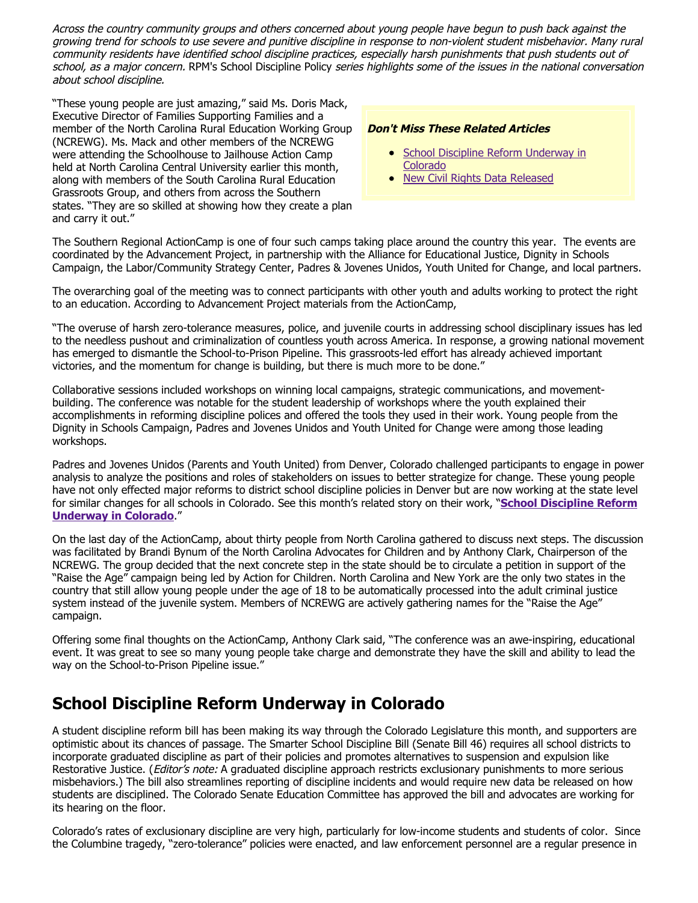*Across the country community groups and others concerned about young people have begun to push back against the growing trend for schools to use severe and punitive discipline in response to non-violent student misbehavior. Many rural community residents have identified school discipline practices, especially harsh punishments that push students out of school, as a major concern.* RPM's School Discipline Policy *series highlights some of the issues in the national conversation about school discipline.*

"These young people are just amazing," said Ms. Doris Mack, Executive Director of Families Supporting Families and a member of the North Carolina Rural Education Working Group (NCREWG). Ms. Mack and other members of the NCREWG were attending the Schoolhouse to Jailhouse Action Camp held at North Carolina Central University earlier this month, along with members of the South Carolina Rural Education Grassroots Group, and others from across the Southern states. "They are so skilled at showing how they create a plan and carry it out."

***Don't Miss These Related Articles***

- School Discipline Reform Underway in Colorado
- New Civil Rights Data Released

The Southern Regional ActionCamp is one of four such camps taking place around the country this year. The events are coordinated by the Advancement Project, in partnership with the Alliance for Educational Justice, Dignity in Schools Campaign, the Labor/Community Strategy Center, Padres & Jovenes Unidos, Youth United for Change, and local partners.

The overarching goal of the meeting was to connect participants with other youth and adults working to protect the right to an education. According to Advancement Project materials from the ActionCamp,

"The overuse of harsh zero-tolerance measures, police, and juvenile courts in addressing school disciplinary issues has led to the needless pushout and criminalization of countless youth across America. In response, a growing national movement has emerged to dismantle the School-to-Prison Pipeline. This grassroots-led effort has already achieved important victories, and the momentum for change is building, but there is much more to be done."

Collaborative sessions included workshops on winning local campaigns, strategic communications, and movement-building. The conference was notable for the student leadership of workshops where the youth explained their accomplishments in reforming discipline polices and offered the tools they used in their work. Young people from the Dignity in Schools Campaign, Padres and Jovenes Unidos and Youth United for Change were among those leading workshops.

Padres and Jovenes Unidos (Parents and Youth United) from Denver, Colorado challenged participants to engage in power analysis to analyze the positions and roles of stakeholders on issues to better strategize for change. These young people have not only effected major reforms to district school discipline policies in Denver but are now working at the state level for similar changes for all schools in Colorado. See this month's related story on their work, "**School Discipline Reform Underway in Colorado**."

On the last day of the ActionCamp, about thirty people from North Carolina gathered to discuss next steps. The discussion was facilitated by Brandi Bynum of the North Carolina Advocates for Children and by Anthony Clark, Chairperson of the NCREWG. The group decided that the next concrete step in the state should be to circulate a petition in support of the "Raise the Age" campaign being led by Action for Children. North Carolina and New York are the only two states in the country that still allow young people under the age of 18 to be automatically processed into the adult criminal justice system instead of the juvenile system. Members of NCREWG are actively gathering names for the "Raise the Age" campaign.

Offering some final thoughts on the ActionCamp, Anthony Clark said, "The conference was an awe-inspiring, educational event. It was great to see so many young people take charge and demonstrate they have the skill and ability to lead the way on the School-to-Prison Pipeline issue."

## School Discipline Reform Underway in Colorado

A student discipline reform bill has been making its way through the Colorado Legislature this month, and supporters are optimistic about its chances of passage. The Smarter School Discipline Bill (Senate Bill 46) requires all school districts to incorporate graduated discipline as part of their policies and promotes alternatives to suspension and expulsion like Restorative Justice. (*Editor's note:* A graduated discipline approach restricts exclusionary punishments to more serious misbehaviors.) The bill also streamlines reporting of discipline incidents and would require new data be released on how students are disciplined. The Colorado Senate Education Committee has approved the bill and advocates are working for its hearing on the floor.

Colorado's rates of exclusionary discipline are very high, particularly for low-income students and students of color. Since the Columbine tragedy, "zero-tolerance" policies were enacted, and law enforcement personnel are a regular presence in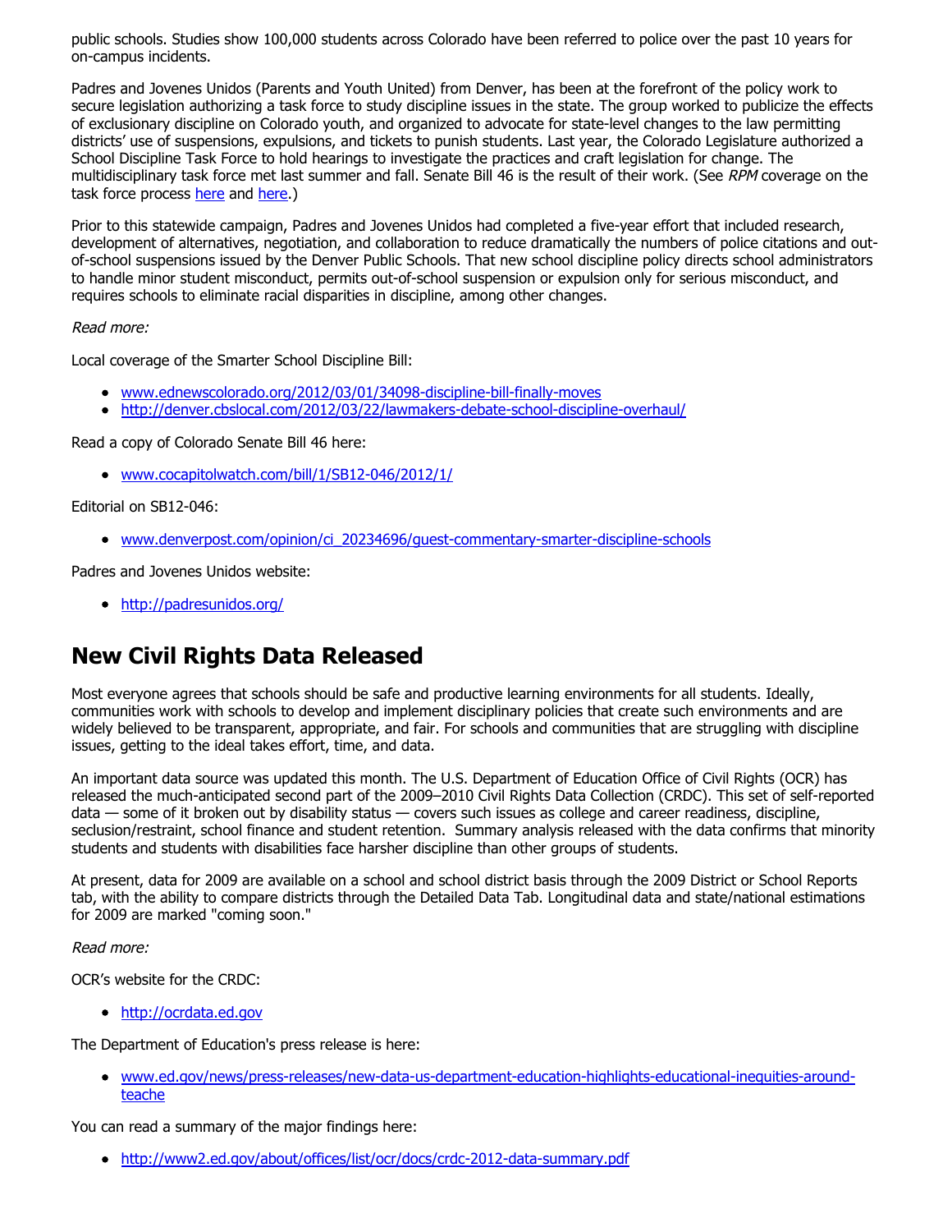public schools. Studies show 100,000 students across Colorado have been referred to police over the past 10 years for on-campus incidents.

Padres and Jovenes Unidos (Parents and Youth United) from Denver, has been at the forefront of the policy work to secure legislation authorizing a task force to study discipline issues in the state. The group worked to publicize the effects of exclusionary discipline on Colorado youth, and organized to advocate for state-level changes to the law permitting districts' use of suspensions, expulsions, and tickets to punish students. Last year, the Colorado Legislature authorized a School Discipline Task Force to hold hearings to investigate the practices and craft legislation for change. The multidisciplinary task force met last summer and fall. Senate Bill 46 is the result of their work. (See *RPM* coverage on the task force process here and here.)

Prior to this statewide campaign, Padres and Jovenes Unidos had completed a five-year effort that included research, development of alternatives, negotiation, and collaboration to reduce dramatically the numbers of police citations and out-of-school suspensions issued by the Denver Public Schools. That new school discipline policy directs school administrators to handle minor student misconduct, permits out-of-school suspension or expulsion only for serious misconduct, and requires schools to eliminate racial disparities in discipline, among other changes.

*Read more:*

Local coverage of the Smarter School Discipline Bill:

- www.ednewscolorado.org/2012/03/01/34098-discipline-bill-finally-moves
- http://denver.cbslocal.com/2012/03/22/lawmakers-debate-school-discipline-overhaul/

Read a copy of Colorado Senate Bill 46 here:

- www.cocapitolwatch.com/bill/1/SB12-046/2012/1/

Editorial on SB12-046:

- www.denverpost.com/opinion/ci_20234696/guest-commentary-smarter-discipline-schools

Padres and Jovenes Unidos website:

- http://padresunidos.org/

## New Civil Rights Data Released

Most everyone agrees that schools should be safe and productive learning environments for all students. Ideally, communities work with schools to develop and implement disciplinary policies that create such environments and are widely believed to be transparent, appropriate, and fair. For schools and communities that are struggling with discipline issues, getting to the ideal takes effort, time, and data.

An important data source was updated this month. The U.S. Department of Education Office of Civil Rights (OCR) has released the much-anticipated second part of the 2009–2010 Civil Rights Data Collection (CRDC). This set of self-reported data — some of it broken out by disability status — covers such issues as college and career readiness, discipline, seclusion/restraint, school finance and student retention. Summary analysis released with the data confirms that minority students and students with disabilities face harsher discipline than other groups of students.

At present, data for 2009 are available on a school and school district basis through the 2009 District or School Reports tab, with the ability to compare districts through the Detailed Data Tab. Longitudinal data and state/national estimations for 2009 are marked "coming soon."

*Read more:*

OCR's website for the CRDC:

- http://ocrdata.ed.gov

The Department of Education's press release is here:

- www.ed.gov/news/press-releases/new-data-us-department-education-highlights-educational-inequities-around-teache

You can read a summary of the major findings here:

- http://www2.ed.gov/about/offices/list/ocr/docs/crdc-2012-data-summary.pdf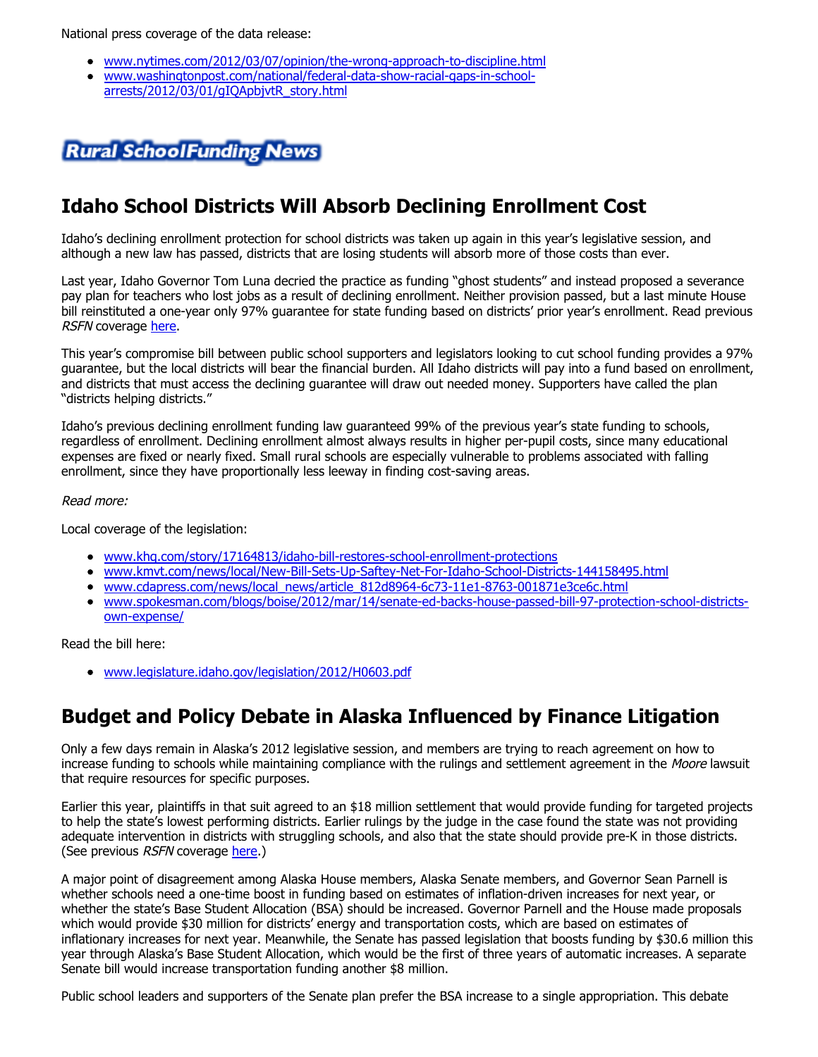National press coverage of the data release:

- www.nytimes.com/2012/03/07/opinion/the-wrong-approach-to-discipline.html
- www.washingtonpost.com/national/federal-data-show-racial-gaps-in-school-arrests/2012/03/01/gIQApbjvtR_story.html

**Rural School Funding News**

## Idaho School Districts Will Absorb Declining Enrollment Cost

Idaho's declining enrollment protection for school districts was taken up again in this year's legislative session, and although a new law has passed, districts that are losing students will absorb more of those costs than ever.

Last year, Idaho Governor Tom Luna decried the practice as funding "ghost students" and instead proposed a severance pay plan for teachers who lost jobs as a result of declining enrollment. Neither provision passed, but a last minute House bill reinstituted a one-year only 97% guarantee for state funding based on districts' prior year's enrollment. Read previous *RSFN* coverage here.

This year's compromise bill between public school supporters and legislators looking to cut school funding provides a 97% guarantee, but the local districts will bear the financial burden. All Idaho districts will pay into a fund based on enrollment, and districts that must access the declining guarantee will draw out needed money. Supporters have called the plan "districts helping districts."

Idaho's previous declining enrollment funding law guaranteed 99% of the previous year's state funding to schools, regardless of enrollment. Declining enrollment almost always results in higher per-pupil costs, since many educational expenses are fixed or nearly fixed. Small rural schools are especially vulnerable to problems associated with falling enrollment, since they have proportionally less leeway in finding cost-saving areas.

*Read more:*

Local coverage of the legislation:

- www.khq.com/story/17164813/idaho-bill-restores-school-enrollment-protections
- www.kmvt.com/news/local/New-Bill-Sets-Up-Saftey-Net-For-Idaho-School-Districts-144158495.html
- www.cdapress.com/news/local_news/article_812d8964-6c73-11e1-8763-001871e3ce6c.html
- www.spokesman.com/blogs/boise/2012/mar/14/senate-ed-backs-house-passed-bill-97-protection-school-districts-own-expense/

Read the bill here:

- www.legislature.idaho.gov/legislation/2012/H0603.pdf

## Budget and Policy Debate in Alaska Influenced by Finance Litigation

Only a few days remain in Alaska's 2012 legislative session, and members are trying to reach agreement on how to increase funding to schools while maintaining compliance with the rulings and settlement agreement in the *Moore* lawsuit that require resources for specific purposes.

Earlier this year, plaintiffs in that suit agreed to an $18 million settlement that would provide funding for targeted projects to help the state's lowest performing districts. Earlier rulings by the judge in the case found the state was not providing adequate intervention in districts with struggling schools, and also that the state should provide pre-K in those districts. (See previous *RSFN* coverage here.)

A major point of disagreement among Alaska House members, Alaska Senate members, and Governor Sean Parnell is whether schools need a one-time boost in funding based on estimates of inflation-driven increases for next year, or whether the state's Base Student Allocation (BSA) should be increased. Governor Parnell and the House made proposals which would provide $30 million for districts' energy and transportation costs, which are based on estimates of inflationary increases for next year. Meanwhile, the Senate has passed legislation that boosts funding by $30.6 million this year through Alaska's Base Student Allocation, which would be the first of three years of automatic increases. A separate Senate bill would increase transportation funding another $8 million.

Public school leaders and supporters of the Senate plan prefer the BSA increase to a single appropriation. This debate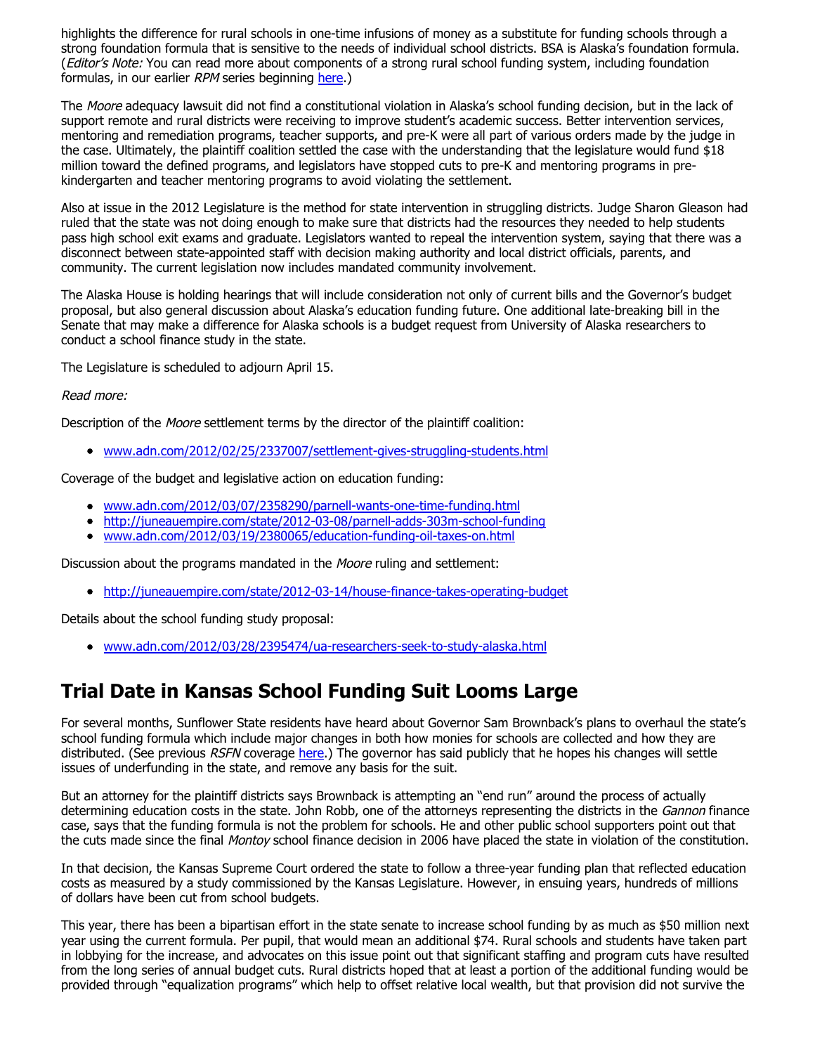highlights the difference for rural schools in one-time infusions of money as a substitute for funding schools through a strong foundation formula that is sensitive to the needs of individual school districts. BSA is Alaska's foundation formula. (*Editor's Note:* You can read more about components of a strong rural school funding system, including foundation formulas, in our earlier *RPM* series beginning [here](#).)

The *Moore* adequacy lawsuit did not find a constitutional violation in Alaska's school funding decision, but in the lack of support remote and rural districts were receiving to improve student's academic success. Better intervention services, mentoring and remediation programs, teacher supports, and pre-K were all part of various orders made by the judge in the case. Ultimately, the plaintiff coalition settled the case with the understanding that the legislature would fund $18 million toward the defined programs, and legislators have stopped cuts to pre-K and mentoring programs in pre-kindergarten and teacher mentoring programs to avoid violating the settlement.

Also at issue in the 2012 Legislature is the method for state intervention in struggling districts. Judge Sharon Gleason had ruled that the state was not doing enough to make sure that districts had the resources they needed to help students pass high school exit exams and graduate. Legislators wanted to repeal the intervention system, saying that there was a disconnect between state-appointed staff with decision making authority and local district officials, parents, and community. The current legislation now includes mandated community involvement.

The Alaska House is holding hearings that will include consideration not only of current bills and the Governor's budget proposal, but also general discussion about Alaska's education funding future. One additional late-breaking bill in the Senate that may make a difference for Alaska schools is a budget request from University of Alaska researchers to conduct a school finance study in the state.

The Legislature is scheduled to adjourn April 15.

*Read more:*

Description of the *Moore* settlement terms by the director of the plaintiff coalition:

- www.adn.com/2012/02/25/2337007/settlement-gives-struggling-students.html

Coverage of the budget and legislative action on education funding:

- www.adn.com/2012/03/07/2358290/parnell-wants-one-time-funding.html
- http://juneauempire.com/state/2012-03-08/parnell-adds-303m-school-funding
- www.adn.com/2012/03/19/2380065/education-funding-oil-taxes-on.html

Discussion about the programs mandated in the *Moore* ruling and settlement:

- http://juneauempire.com/state/2012-03-14/house-finance-takes-operating-budget

Details about the school funding study proposal:

- www.adn.com/2012/03/28/2395474/ua-researchers-seek-to-study-alaska.html

## Trial Date in Kansas School Funding Suit Looms Large

For several months, Sunflower State residents have heard about Governor Sam Brownback's plans to overhaul the state's school funding formula which include major changes in both how monies for schools are collected and how they are distributed. (See previous *RSFN* coverage [here](#).) The governor has said publicly that he hopes his changes will settle issues of underfunding in the state, and remove any basis for the suit.

But an attorney for the plaintiff districts says Brownback is attempting an "end run" around the process of actually determining education costs in the state. John Robb, one of the attorneys representing the districts in the *Gannon* finance case, says that the funding formula is not the problem for schools. He and other public school supporters point out that the cuts made since the final *Montoy* school finance decision in 2006 have placed the state in violation of the constitution.

In that decision, the Kansas Supreme Court ordered the state to follow a three-year funding plan that reflected education costs as measured by a study commissioned by the Kansas Legislature. However, in ensuing years, hundreds of millions of dollars have been cut from school budgets.

This year, there has been a bipartisan effort in the state senate to increase school funding by as much as $50 million next year using the current formula. Per pupil, that would mean an additional $74. Rural schools and students have taken part in lobbying for the increase, and advocates on this issue point out that significant staffing and program cuts have resulted from the long series of annual budget cuts. Rural districts hoped that at least a portion of the additional funding would be provided through "equalization programs" which help to offset relative local wealth, but that provision did not survive the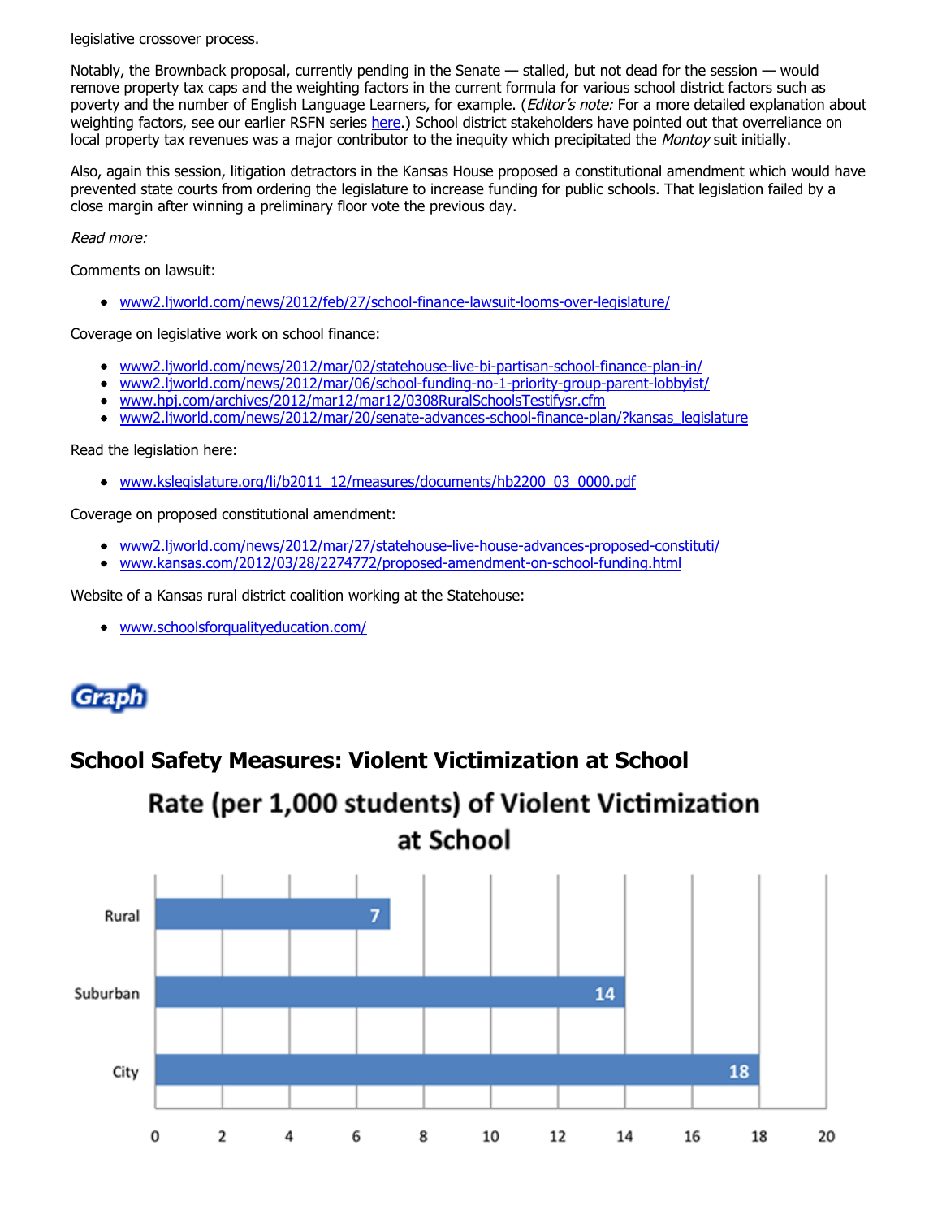legislative crossover process.

Notably, the Brownback proposal, currently pending in the Senate — stalled, but not dead for the session — would remove property tax caps and the weighting factors in the current formula for various school district factors such as poverty and the number of English Language Learners, for example. (*Editor's note:* For a more detailed explanation about weighting factors, see our earlier RSFN series [here](#).) School district stakeholders have pointed out that overreliance on local property tax revenues was a major contributor to the inequity which precipitated the *Montoy* suit initially.

Also, again this session, litigation detractors in the Kansas House proposed a constitutional amendment which would have prevented state courts from ordering the legislature to increase funding for public schools. That legislation failed by a close margin after winning a preliminary floor vote the previous day.

*Read more:*

Comments on lawsuit:

- www2.ljworld.com/news/2012/feb/27/school-finance-lawsuit-looms-over-legislature/

Coverage on legislative work on school finance:

- www2.ljworld.com/news/2012/mar/02/statehouse-live-bi-partisan-school-finance-plan-in/
- www2.ljworld.com/news/2012/mar/06/school-funding-no-1-priority-group-parent-lobbyist/
- www.hpj.com/archives/2012/mar12/mar12/0308RuralSchoolsTestifysr.cfm
- www2.ljworld.com/news/2012/mar/20/senate-advances-school-finance-plan/?kansas_legislature

Read the legislation here:

- www.kslegislature.org/li/b2011_12/measures/documents/hb2200_03_0000.pdf

Coverage on proposed constitutional amendment:

- www2.ljworld.com/news/2012/mar/27/statehouse-live-house-advances-proposed-constituti/
- www.kansas.com/2012/03/28/2274772/proposed-amendment-on-school-funding.html

Website of a Kansas rural district coalition working at the Statehouse:

- www.schoolsforqualityeducation.com/

**Graph**

## School Safety Measures: Violent Victimization at School

**Rate (per 1,000 students) of Violent Victimization at School**

| Locale | Rate |
|---|---|
| Rural | 7 |
| Suburban | 14 |
| City | 18 |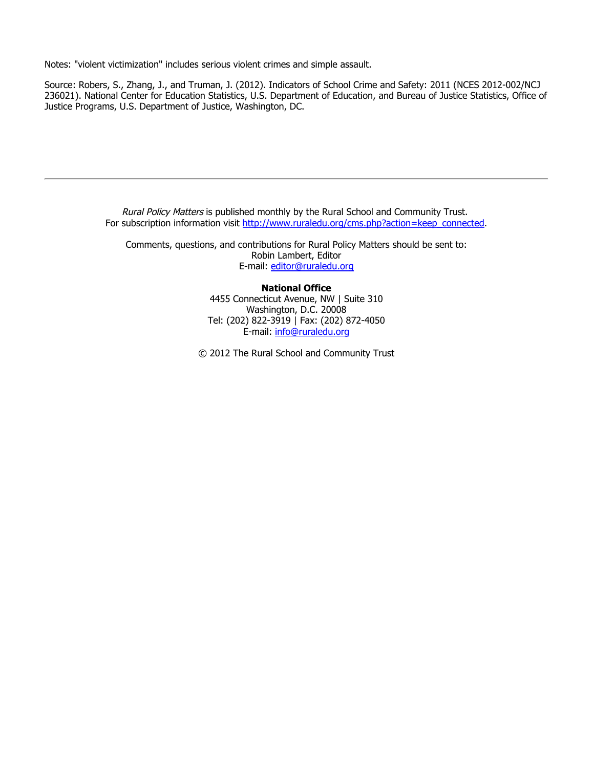Notes: "violent victimization" includes serious violent crimes and simple assault.

Source: Robers, S., Zhang, J., and Truman, J. (2012). Indicators of School Crime and Safety: 2011 (NCES 2012-002/NCJ 236021). National Center for Education Statistics, U.S. Department of Education, and Bureau of Justice Statistics, Office of Justice Programs, U.S. Department of Justice, Washington, DC.

---

*Rural Policy Matters* is published monthly by the Rural School and Community Trust.
For subscription information visit [http://www.ruraledu.org/cms.php?action=keep_connected](http://www.ruraledu.org/cms.php?action=keep_connected).

Comments, questions, and contributions for Rural Policy Matters should be sent to:
Robin Lambert, Editor
E-mail: [editor@ruraledu.org](mailto:editor@ruraledu.org)

**National Office**
4455 Connecticut Avenue, NW | Suite 310
Washington, D.C. 20008
Tel: (202) 822-3919 | Fax: (202) 872-4050
E-mail: [info@ruraledu.org](mailto:info@ruraledu.org)

© 2012 The Rural School and Community Trust